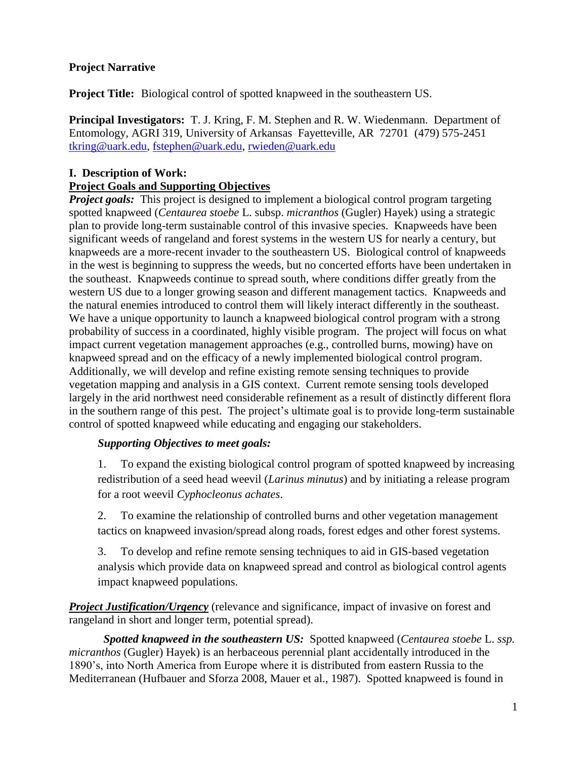**Project Narrative**

**Project Title:** Biological control of spotted knapweed in the southeastern US.

**Principal Investigators:** T. J. Kring, F. M. Stephen and R. W. Wiedenmann. Department of Entomology, AGRI 319, University of Arkansas Fayetteville, AR 72701 (479) 575-2451 tkring@uark.edu, fstephen@uark.edu, rwieden@uark.edu

**I. Description of Work:**

**Project Goals and Supporting Objectives**

***Project goals:*** This project is designed to implement a biological control program targeting spotted knapweed (*Centaurea stoebe* L. subsp. *micranthos* (Gugler) Hayek) using a strategic plan to provide long-term sustainable control of this invasive species. Knapweeds have been significant weeds of rangeland and forest systems in the western US for nearly a century, but knapweeds are a more-recent invader to the southeastern US. Biological control of knapweeds in the west is beginning to suppress the weeds, but no concerted efforts have been undertaken in the southeast. Knapweeds continue to spread south, where conditions differ greatly from the western US due to a longer growing season and different management tactics. Knapweeds and the natural enemies introduced to control them will likely interact differently in the southeast. We have a unique opportunity to launch a knapweed biological control program with a strong probability of success in a coordinated, highly visible program. The project will focus on what impact current vegetation management approaches (e.g., controlled burns, mowing) have on knapweed spread and on the efficacy of a newly implemented biological control program. Additionally, we will develop and refine existing remote sensing techniques to provide vegetation mapping and analysis in a GIS context. Current remote sensing tools developed largely in the arid northwest need considerable refinement as a result of distinctly different flora in the southern range of this pest. The project's ultimate goal is to provide long-term sustainable control of spotted knapweed while educating and engaging our stakeholders.

***Supporting Objectives to meet goals:***

1. To expand the existing biological control program of spotted knapweed by increasing redistribution of a seed head weevil (*Larinus minutus*) and by initiating a release program for a root weevil *Cyphocleonus achates*.

2. To examine the relationship of controlled burns and other vegetation management tactics on knapweed invasion/spread along roads, forest edges and other forest systems.

3. To develop and refine remote sensing techniques to aid in GIS-based vegetation analysis which provide data on knapweed spread and control as biological control agents impact knapweed populations.

***Project Justification/Urgency*** (relevance and significance, impact of invasive on forest and rangeland in short and longer term, potential spread).

***Spotted knapweed in the southeastern US:*** Spotted knapweed (*Centaurea stoebe* L. *ssp. micranthos* (Gugler) Hayek) is an herbaceous perennial plant accidentally introduced in the 1890's, into North America from Europe where it is distributed from eastern Russia to the Mediterranean (Hufbauer and Sforza 2008, Mauer et al., 1987). Spotted knapweed is found in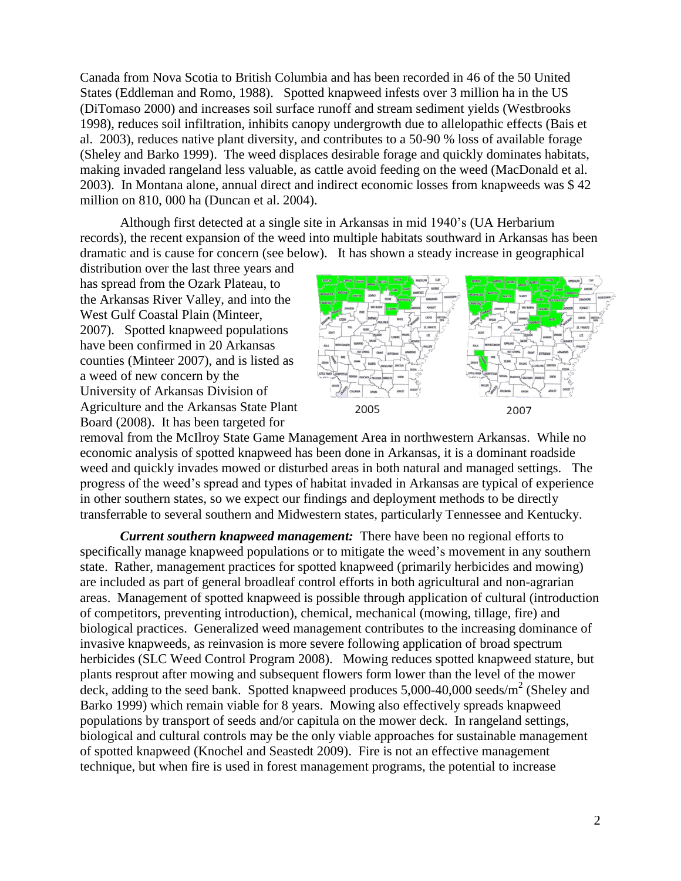Canada from Nova Scotia to British Columbia and has been recorded in 46 of the 50 United States (Eddleman and Romo, 1988). Spotted knapweed infests over 3 million ha in the US (DiTomaso 2000) and increases soil surface runoff and stream sediment yields (Westbrooks 1998), reduces soil infiltration, inhibits canopy undergrowth due to allelopathic effects (Bais et al. 2003), reduces native plant diversity, and contributes to a 50-90 % loss of available forage (Sheley and Barko 1999). The weed displaces desirable forage and quickly dominates habitats, making invaded rangeland less valuable, as cattle avoid feeding on the weed (MacDonald et al. 2003). In Montana alone, annual direct and indirect economic losses from knapweeds was $ 42 million on 810, 000 ha (Duncan et al. 2004).

Although first detected at a single site in Arkansas in mid 1940's (UA Herbarium records), the recent expansion of the weed into multiple habitats southward in Arkansas has been dramatic and is cause for concern (see below). It has shown a steady increase in geographical distribution over the last three years and has spread from the Ozark Plateau, to the Arkansas River Valley, and into the West Gulf Coastal Plain (Minteer, 2007). Spotted knapweed populations have been confirmed in 20 Arkansas counties (Minteer 2007), and is listed as a weed of new concern by the University of Arkansas Division of Agriculture and the Arkansas State Plant Board (2008). It has been targeted for removal from the McIlroy State Game Management Area in northwestern Arkansas. While no economic analysis of spotted knapweed has been done in Arkansas, it is a dominant roadside weed and quickly invades mowed or disturbed areas in both natural and managed settings. The progress of the weed's spread and types of habitat invaded in Arkansas are typical of experience in other southern states, so we expect our findings and deployment methods to be directly transferrable to several southern and Midwestern states, particularly Tennessee and Kentucky.

2005 2007

***Current southern knapweed management:*** There have been no regional efforts to specifically manage knapweed populations or to mitigate the weed's movement in any southern state. Rather, management practices for spotted knapweed (primarily herbicides and mowing) are included as part of general broadleaf control efforts in both agricultural and non-agrarian areas. Management of spotted knapweed is possible through application of cultural (introduction of competitors, preventing introduction), chemical, mechanical (mowing, tillage, fire) and biological practices. Generalized weed management contributes to the increasing dominance of invasive knapweeds, as reinvasion is more severe following application of broad spectrum herbicides (SLC Weed Control Program 2008). Mowing reduces spotted knapweed stature, but plants resprout after mowing and subsequent flowers form lower than the level of the mower deck, adding to the seed bank. Spotted knapweed produces 5,000-40,000 seeds/m$^2$ (Sheley and Barko 1999) which remain viable for 8 years. Mowing also effectively spreads knapweed populations by transport of seeds and/or capitula on the mower deck. In rangeland settings, biological and cultural controls may be the only viable approaches for sustainable management of spotted knapweed (Knochel and Seastedt 2009). Fire is not an effective management technique, but when fire is used in forest management programs, the potential to increase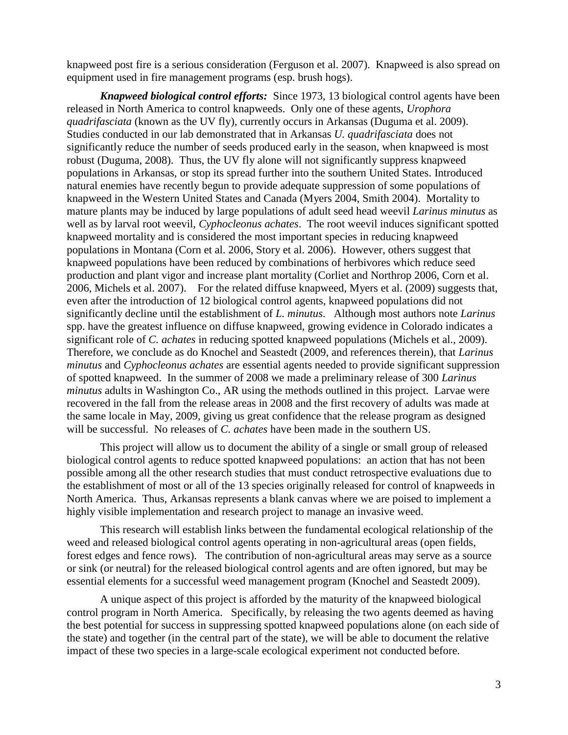knapweed post fire is a serious consideration (Ferguson et al. 2007). Knapweed is also spread on equipment used in fire management programs (esp. brush hogs).

***Knapweed biological control efforts:*** Since 1973, 13 biological control agents have been released in North America to control knapweeds. Only one of these agents, *Urophora quadrifasciata* (known as the UV fly), currently occurs in Arkansas (Duguma et al. 2009). Studies conducted in our lab demonstrated that in Arkansas *U. quadrifasciata* does not significantly reduce the number of seeds produced early in the season, when knapweed is most robust (Duguma, 2008). Thus, the UV fly alone will not significantly suppress knapweed populations in Arkansas, or stop its spread further into the southern United States. Introduced natural enemies have recently begun to provide adequate suppression of some populations of knapweed in the Western United States and Canada (Myers 2004, Smith 2004). Mortality to mature plants may be induced by large populations of adult seed head weevil *Larinus minutus* as well as by larval root weevil, *Cyphocleonus achates*. The root weevil induces significant spotted knapweed mortality and is considered the most important species in reducing knapweed populations in Montana (Corn et al. 2006, Story et al. 2006). However, others suggest that knapweed populations have been reduced by combinations of herbivores which reduce seed production and plant vigor and increase plant mortality (Corliet and Northrop 2006, Corn et al. 2006, Michels et al. 2007). For the related diffuse knapweed, Myers et al. (2009) suggests that, even after the introduction of 12 biological control agents, knapweed populations did not significantly decline until the establishment of *L. minutus*. Although most authors note *Larinus* spp. have the greatest influence on diffuse knapweed, growing evidence in Colorado indicates a significant role of *C. achates* in reducing spotted knapweed populations (Michels et al., 2009). Therefore, we conclude as do Knochel and Seastedt (2009, and references therein), that *Larinus minutus* and *Cyphocleonus achates* are essential agents needed to provide significant suppression of spotted knapweed. In the summer of 2008 we made a preliminary release of 300 *Larinus minutus* adults in Washington Co., AR using the methods outlined in this project. Larvae were recovered in the fall from the release areas in 2008 and the first recovery of adults was made at the same locale in May, 2009, giving us great confidence that the release program as designed will be successful. No releases of *C. achates* have been made in the southern US.

This project will allow us to document the ability of a single or small group of released biological control agents to reduce spotted knapweed populations: an action that has not been possible among all the other research studies that must conduct retrospective evaluations due to the establishment of most or all of the 13 species originally released for control of knapweeds in North America. Thus, Arkansas represents a blank canvas where we are poised to implement a highly visible implementation and research project to manage an invasive weed.

This research will establish links between the fundamental ecological relationship of the weed and released biological control agents operating in non-agricultural areas (open fields, forest edges and fence rows). The contribution of non-agricultural areas may serve as a source or sink (or neutral) for the released biological control agents and are often ignored, but may be essential elements for a successful weed management program (Knochel and Seastedt 2009).

A unique aspect of this project is afforded by the maturity of the knapweed biological control program in North America. Specifically, by releasing the two agents deemed as having the best potential for success in suppressing spotted knapweed populations alone (on each side of the state) and together (in the central part of the state), we will be able to document the relative impact of these two species in a large-scale ecological experiment not conducted before.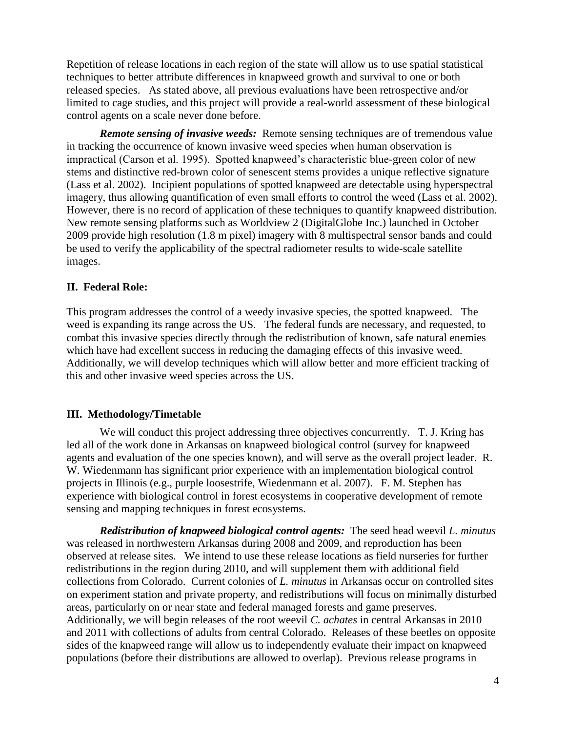Repetition of release locations in each region of the state will allow us to use spatial statistical techniques to better attribute differences in knapweed growth and survival to one or both released species. As stated above, all previous evaluations have been retrospective and/or limited to cage studies, and this project will provide a real-world assessment of these biological control agents on a scale never done before.

***Remote sensing of invasive weeds:*** Remote sensing techniques are of tremendous value in tracking the occurrence of known invasive weed species when human observation is impractical (Carson et al. 1995). Spotted knapweed's characteristic blue-green color of new stems and distinctive red-brown color of senescent stems provides a unique reflective signature (Lass et al. 2002). Incipient populations of spotted knapweed are detectable using hyperspectral imagery, thus allowing quantification of even small efforts to control the weed (Lass et al. 2002). However, there is no record of application of these techniques to quantify knapweed distribution. New remote sensing platforms such as Worldview 2 (DigitalGlobe Inc.) launched in October 2009 provide high resolution (1.8 m pixel) imagery with 8 multispectral sensor bands and could be used to verify the applicability of the spectral radiometer results to wide-scale satellite images.

## II. Federal Role:

This program addresses the control of a weedy invasive species, the spotted knapweed. The weed is expanding its range across the US. The federal funds are necessary, and requested, to combat this invasive species directly through the redistribution of known, safe natural enemies which have had excellent success in reducing the damaging effects of this invasive weed. Additionally, we will develop techniques which will allow better and more efficient tracking of this and other invasive weed species across the US.

## III. Methodology/Timetable

We will conduct this project addressing three objectives concurrently. T. J. Kring has led all of the work done in Arkansas on knapweed biological control (survey for knapweed agents and evaluation of the one species known), and will serve as the overall project leader. R. W. Wiedenmann has significant prior experience with an implementation biological control projects in Illinois (e.g., purple loosestrife, Wiedenmann et al. 2007). F. M. Stephen has experience with biological control in forest ecosystems in cooperative development of remote sensing and mapping techniques in forest ecosystems.

***Redistribution of knapweed biological control agents:*** The seed head weevil *L. minutus* was released in northwestern Arkansas during 2008 and 2009, and reproduction has been observed at release sites. We intend to use these release locations as field nurseries for further redistributions in the region during 2010, and will supplement them with additional field collections from Colorado. Current colonies of *L. minutus* in Arkansas occur on controlled sites on experiment station and private property, and redistributions will focus on minimally disturbed areas, particularly on or near state and federal managed forests and game preserves. Additionally, we will begin releases of the root weevil *C. achates* in central Arkansas in 2010 and 2011 with collections of adults from central Colorado. Releases of these beetles on opposite sides of the knapweed range will allow us to independently evaluate their impact on knapweed populations (before their distributions are allowed to overlap). Previous release programs in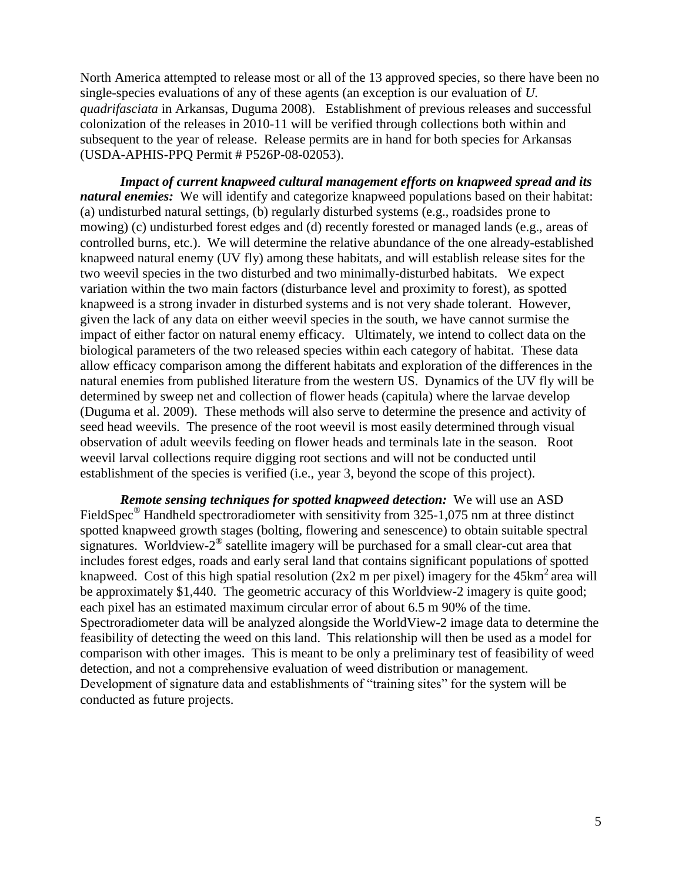North America attempted to release most or all of the 13 approved species, so there have been no single-species evaluations of any of these agents (an exception is our evaluation of *U. quadrifasciata* in Arkansas, Duguma 2008). Establishment of previous releases and successful colonization of the releases in 2010-11 will be verified through collections both within and subsequent to the year of release. Release permits are in hand for both species for Arkansas (USDA-APHIS-PPQ Permit # P526P-08-02053).

***Impact of current knapweed cultural management efforts on knapweed spread and its natural enemies:*** We will identify and categorize knapweed populations based on their habitat: (a) undisturbed natural settings, (b) regularly disturbed systems (e.g., roadsides prone to mowing) (c) undisturbed forest edges and (d) recently forested or managed lands (e.g., areas of controlled burns, etc.). We will determine the relative abundance of the one already-established knapweed natural enemy (UV fly) among these habitats, and will establish release sites for the two weevil species in the two disturbed and two minimally-disturbed habitats. We expect variation within the two main factors (disturbance level and proximity to forest), as spotted knapweed is a strong invader in disturbed systems and is not very shade tolerant. However, given the lack of any data on either weevil species in the south, we have cannot surmise the impact of either factor on natural enemy efficacy. Ultimately, we intend to collect data on the biological parameters of the two released species within each category of habitat. These data allow efficacy comparison among the different habitats and exploration of the differences in the natural enemies from published literature from the western US. Dynamics of the UV fly will be determined by sweep net and collection of flower heads (capitula) where the larvae develop (Duguma et al. 2009). These methods will also serve to determine the presence and activity of seed head weevils. The presence of the root weevil is most easily determined through visual observation of adult weevils feeding on flower heads and terminals late in the season. Root weevil larval collections require digging root sections and will not be conducted until establishment of the species is verified (i.e., year 3, beyond the scope of this project).

***Remote sensing techniques for spotted knapweed detection:*** We will use an ASD FieldSpec® Handheld spectroradiometer with sensitivity from 325-1,075 nm at three distinct spotted knapweed growth stages (bolting, flowering and senescence) to obtain suitable spectral signatures. Worldview-2® satellite imagery will be purchased for a small clear-cut area that includes forest edges, roads and early seral land that contains significant populations of spotted knapweed. Cost of this high spatial resolution (2x2 m per pixel) imagery for the 45km$^2$ area will be approximately $1,440. The geometric accuracy of this Worldview-2 imagery is quite good; each pixel has an estimated maximum circular error of about 6.5 m 90% of the time. Spectroradiometer data will be analyzed alongside the WorldView-2 image data to determine the feasibility of detecting the weed on this land. This relationship will then be used as a model for comparison with other images. This is meant to be only a preliminary test of feasibility of weed detection, and not a comprehensive evaluation of weed distribution or management. Development of signature data and establishments of "training sites" for the system will be conducted as future projects.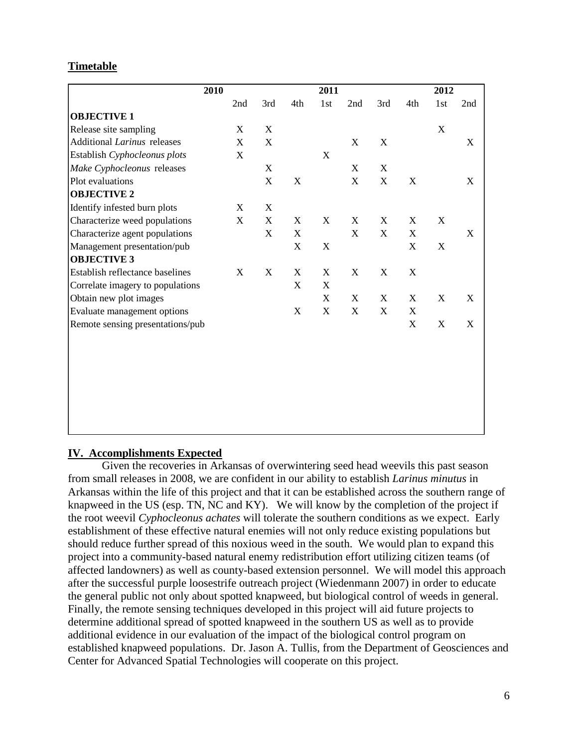## Timetable

| | 2010 | | | 2011 | | | | 2012 | |
|---|---|---|---|---|---|---|---|---|---|
| | 2nd | 3rd | 4th | 1st | 2nd | 3rd | 4th | 1st | 2nd |
| **OBJECTIVE 1** | | | | | | | | | |
| Release site sampling | X | X | | | | | | X | |
| Additional *Larinus* releases | X | X | | | X | X | | | X |
| Establish *Cyphocleonus plots* | X | | | X | | | | | |
| *Make Cyphocleonus* releases | | X | | | X | X | | | |
| Plot evaluations | | X | X | | X | X | X | | X |
| **OBJECTIVE 2** | | | | | | | | | |
| Identify infested burn plots | X | X | | | | | | | |
| Characterize weed populations | X | X | X | X | X | X | X | X | |
| Characterize agent populations | | X | X | | X | X | X | | X |
| Management presentation/pub | | | X | X | | | X | X | |
| **OBJECTIVE 3** | | | | | | | | | |
| Establish reflectance baselines | X | X | X | X | X | X | X | | |
| Correlate imagery to populations | | | X | X | | | | | |
| Obtain new plot images | | | | X | X | X | X | X | X |
| Evaluate management options | | | X | X | X | X | X | | |
| Remote sensing presentations/pub | | | | | | | X | X | X |

## IV. Accomplishments Expected

Given the recoveries in Arkansas of overwintering seed head weevils this past season from small releases in 2008, we are confident in our ability to establish *Larinus minutus* in Arkansas within the life of this project and that it can be established across the southern range of knapweed in the US (esp. TN, NC and KY). We will know by the completion of the project if the root weevil *Cyphocleonus achates* will tolerate the southern conditions as we expect. Early establishment of these effective natural enemies will not only reduce existing populations but should reduce further spread of this noxious weed in the south. We would plan to expand this project into a community-based natural enemy redistribution effort utilizing citizen teams (of affected landowners) as well as county-based extension personnel. We will model this approach after the successful purple loosestrife outreach project (Wiedenmann 2007) in order to educate the general public not only about spotted knapweed, but biological control of weeds in general. Finally, the remote sensing techniques developed in this project will aid future projects to determine additional spread of spotted knapweed in the southern US as well as to provide additional evidence in our evaluation of the impact of the biological control program on established knapweed populations. Dr. Jason A. Tullis, from the Department of Geosciences and Center for Advanced Spatial Technologies will cooperate on this project.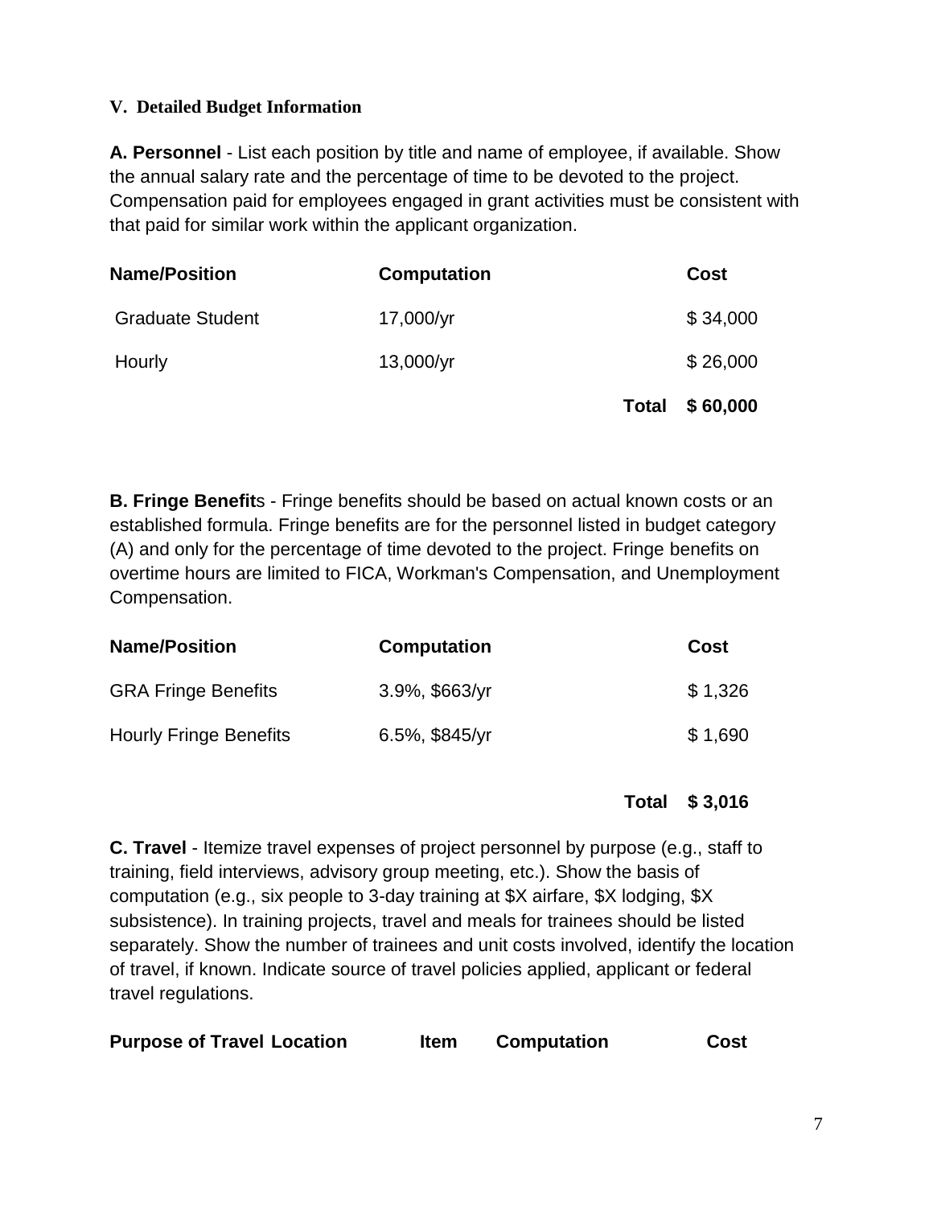### V. Detailed Budget Information

**A. Personnel** - List each position by title and name of employee, if available. Show the annual salary rate and the percentage of time to be devoted to the project. Compensation paid for employees engaged in grant activities must be consistent with that paid for similar work within the applicant organization.

| Name/Position | Computation | Cost |
|---|---|---|
| Graduate Student | 17,000/yr | $ 34,000 |
| Hourly | 13,000/yr | $ 26,000 |
| | **Total** | **$ 60,000** |

**B. Fringe Benefit**s - Fringe benefits should be based on actual known costs or an established formula. Fringe benefits are for the personnel listed in budget category (A) and only for the percentage of time devoted to the project. Fringe benefits on overtime hours are limited to FICA, Workman's Compensation, and Unemployment Compensation.

| Name/Position | Computation | Cost |
|---|---|---|
| GRA Fringe Benefits | 3.9%, $663/yr | $ 1,326 |
| Hourly Fringe Benefits | 6.5%, $845/yr | $ 1,690 |
| | **Total** | **$ 3,016** |

**C. Travel** - Itemize travel expenses of project personnel by purpose (e.g., staff to training, field interviews, advisory group meeting, etc.). Show the basis of computation (e.g., six people to 3-day training at $X airfare, $X lodging, $X subsistence). In training projects, travel and meals for trainees should be listed separately. Show the number of trainees and unit costs involved, identify the location of travel, if known. Indicate source of travel policies applied, applicant or federal travel regulations.

| Purpose of Travel | Location | Item | Computation | Cost |
|---|---|---|---|---|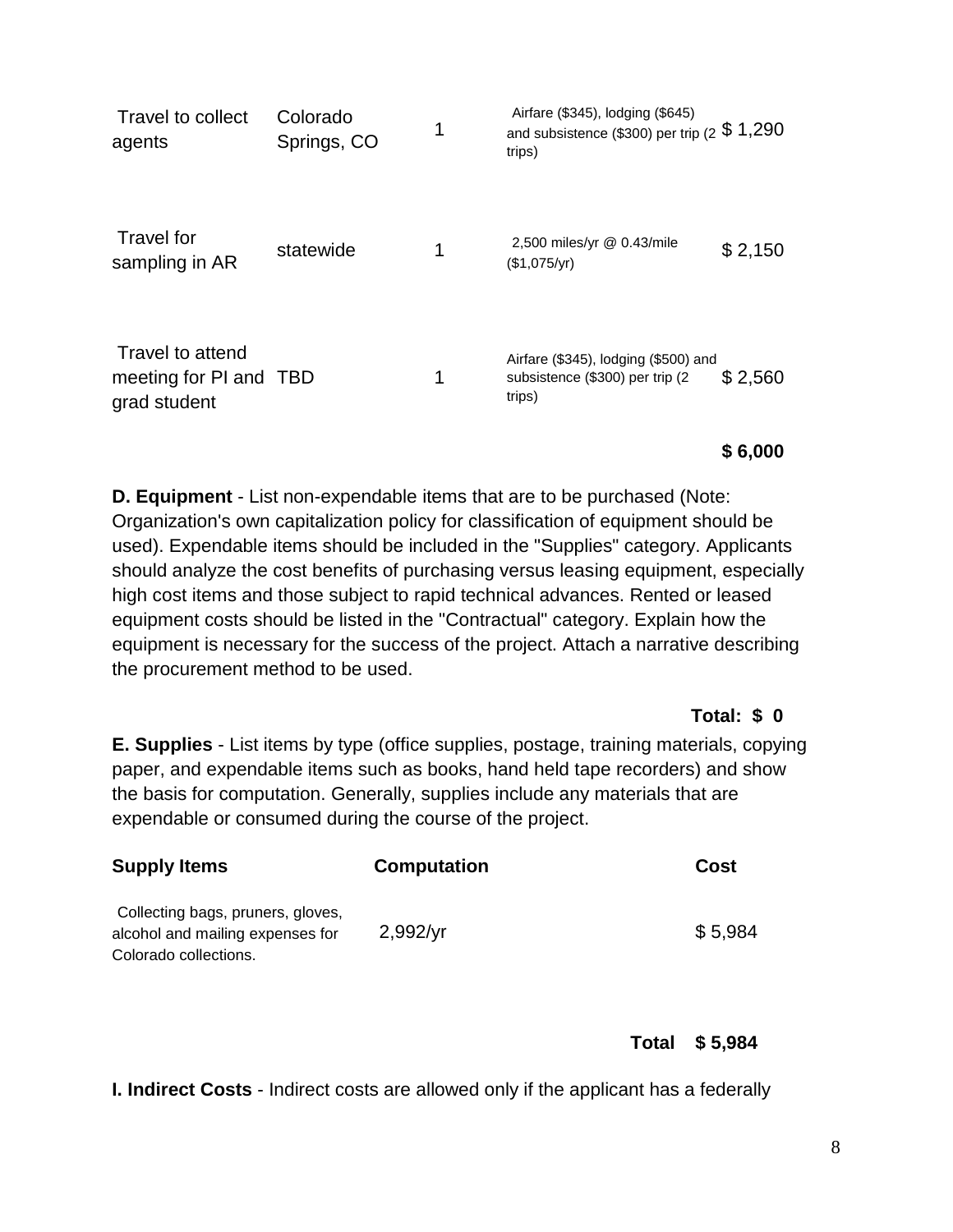| | | | | |
|---|---|---|---|---|
| Travel to collect agents | Colorado Springs, CO | 1 | Airfare ($345), lodging ($645) and subsistence ($300) per trip (2 trips) | $ 1,290 |
| Travel for sampling in AR | statewide | 1 | 2,500 miles/yr @ 0.43/mile ($1,075/yr) | $ 2,150 |
| Travel to attend meeting for PI and grad student | TBD | 1 | Airfare ($345), lodging ($500) and subsistence ($300) per trip (2 trips) | $ 2,560 |
| | | | | **$ 6,000** |

**D. Equipment** - List non-expendable items that are to be purchased (Note: Organization's own capitalization policy for classification of equipment should be used). Expendable items should be included in the "Supplies" category. Applicants should analyze the cost benefits of purchasing versus leasing equipment, especially high cost items and those subject to rapid technical advances. Rented or leased equipment costs should be listed in the "Contractual" category. Explain how the equipment is necessary for the success of the project. Attach a narrative describing the procurement method to be used.

**Total: $ 0**

**E. Supplies** - List items by type (office supplies, postage, training materials, copying paper, and expendable items such as books, hand held tape recorders) and show the basis for computation. Generally, supplies include any materials that are expendable or consumed during the course of the project.

| Supply Items | Computation | Cost |
|---|---|---|
| Collecting bags, pruners, gloves, alcohol and mailing expenses for Colorado collections. | 2,992/yr | $ 5,984 |
| | **Total** | **$ 5,984** |

**I. Indirect Costs** - Indirect costs are allowed only if the applicant has a federally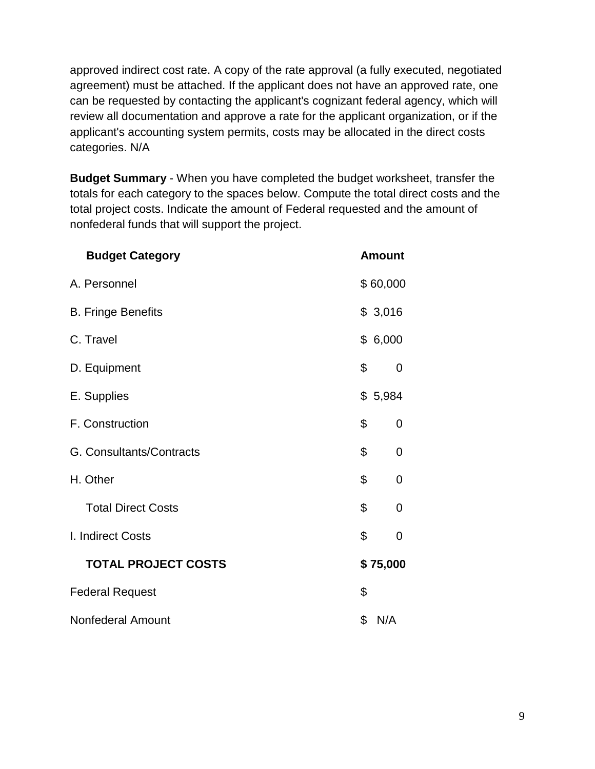approved indirect cost rate. A copy of the rate approval (a fully executed, negotiated agreement) must be attached. If the applicant does not have an approved rate, one can be requested by contacting the applicant's cognizant federal agency, which will review all documentation and approve a rate for the applicant organization, or if the applicant's accounting system permits, costs may be allocated in the direct costs categories. N/A

**Budget Summary** - When you have completed the budget worksheet, transfer the totals for each category to the spaces below. Compute the total direct costs and the total project costs. Indicate the amount of Federal requested and the amount of nonfederal funds that will support the project.

| **Budget Category** | **Amount** |
|---|---|
| A. Personnel | $ 60,000 |
| B. Fringe Benefits | $ 3,016 |
| C. Travel | $ 6,000 |
| D. Equipment | $ 0 |
| E. Supplies | $ 5,984 |
| F. Construction | $ 0 |
| G. Consultants/Contracts | $ 0 |
| H. Other | $ 0 |
| Total Direct Costs | $ 0 |
| I. Indirect Costs | $ 0 |
| **TOTAL PROJECT COSTS** | **$ 75,000** |
| Federal Request | $ |
| Nonfederal Amount | $ N/A |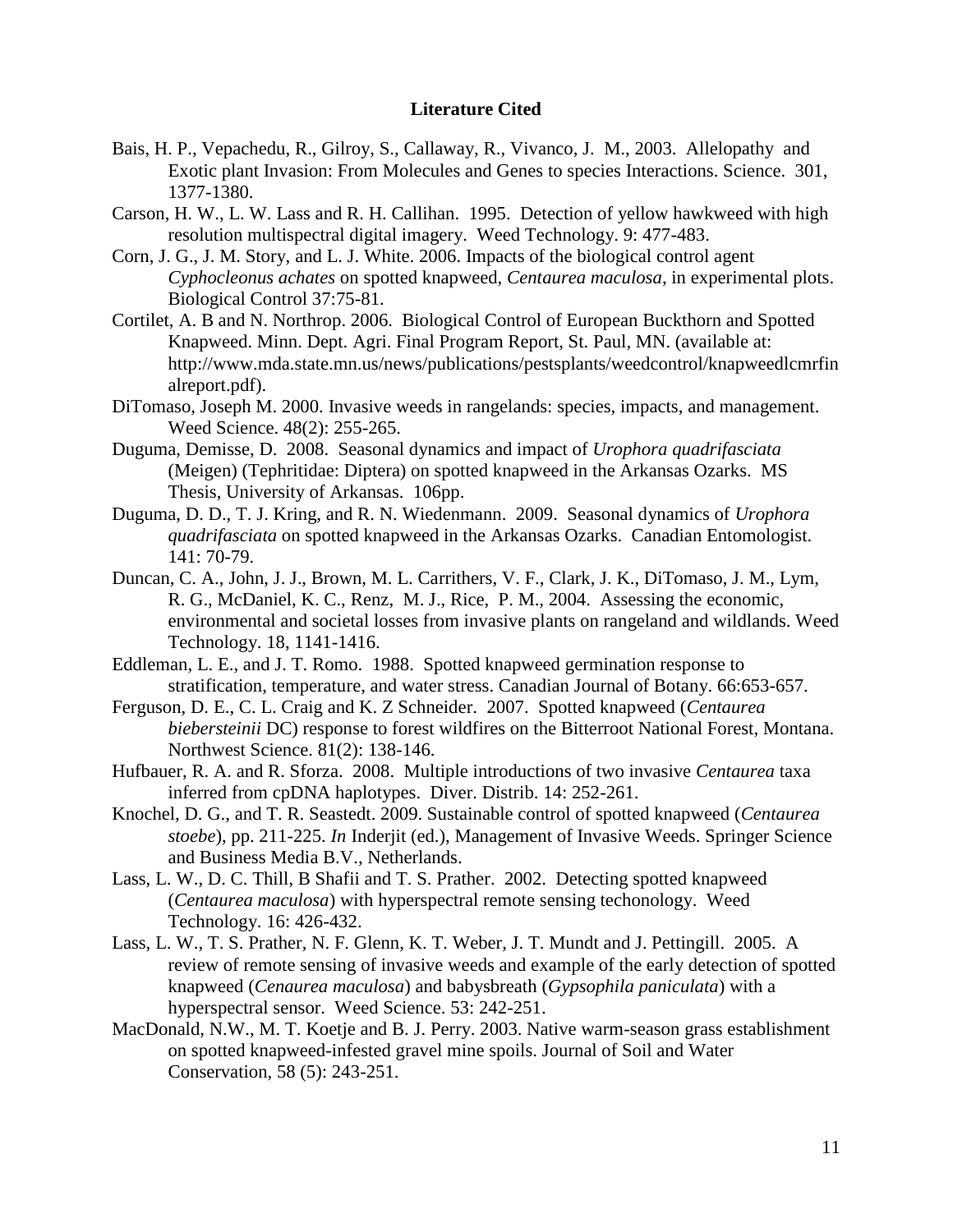**Literature Cited**

Bais, H. P., Vepachedu, R., Gilroy, S., Callaway, R., Vivanco, J. M., 2003. Allelopathy and Exotic plant Invasion: From Molecules and Genes to species Interactions. Science. 301, 1377-1380.

Carson, H. W., L. W. Lass and R. H. Callihan. 1995. Detection of yellow hawkweed with high resolution multispectral digital imagery. Weed Technology. 9: 477-483.

Corn, J. G., J. M. Story, and L. J. White. 2006. Impacts of the biological control agent *Cyphocleonus achates* on spotted knapweed, *Centaurea maculosa*, in experimental plots. Biological Control 37:75-81.

Cortilet, A. B and N. Northrop. 2006. Biological Control of European Buckthorn and Spotted Knapweed. Minn. Dept. Agri. Final Program Report, St. Paul, MN. (available at: http://www.mda.state.mn.us/news/publications/pestsplants/weedcontrol/knapweedlcmrfinalreport.pdf).

DiTomaso, Joseph M. 2000. Invasive weeds in rangelands: species, impacts, and management. Weed Science. 48(2): 255-265.

Duguma, Demisse, D. 2008. Seasonal dynamics and impact of *Urophora quadrifasciata* (Meigen) (Tephritidae: Diptera) on spotted knapweed in the Arkansas Ozarks. MS Thesis, University of Arkansas. 106pp.

Duguma, D. D., T. J. Kring, and R. N. Wiedenmann. 2009. Seasonal dynamics of *Urophora quadrifasciata* on spotted knapweed in the Arkansas Ozarks. Canadian Entomologist. 141: 70-79.

Duncan, C. A., John, J. J., Brown, M. L. Carrithers, V. F., Clark, J. K., DiTomaso, J. M., Lym, R. G., McDaniel, K. C., Renz, M. J., Rice, P. M., 2004. Assessing the economic, environmental and societal losses from invasive plants on rangeland and wildlands. Weed Technology. 18, 1141-1416.

Eddleman, L. E., and J. T. Romo. 1988. Spotted knapweed germination response to stratification, temperature, and water stress. Canadian Journal of Botany. 66:653-657.

Ferguson, D. E., C. L. Craig and K. Z Schneider. 2007. Spotted knapweed (*Centaurea biebersteinii* DC) response to forest wildfires on the Bitterroot National Forest, Montana. Northwest Science. 81(2): 138-146.

Hufbauer, R. A. and R. Sforza. 2008. Multiple introductions of two invasive *Centaurea* taxa inferred from cpDNA haplotypes. Diver. Distrib. 14: 252-261.

Knochel, D. G., and T. R. Seastedt. 2009. Sustainable control of spotted knapweed (*Centaurea stoebe*), pp. 211-225. *In* Inderjit (ed.), Management of Invasive Weeds. Springer Science and Business Media B.V., Netherlands.

Lass, L. W., D. C. Thill, B Shafii and T. S. Prather. 2002. Detecting spotted knapweed (*Centaurea maculosa*) with hyperspectral remote sensing techonology. Weed Technology. 16: 426-432.

Lass, L. W., T. S. Prather, N. F. Glenn, K. T. Weber, J. T. Mundt and J. Pettingill. 2005. A review of remote sensing of invasive weeds and example of the early detection of spotted knapweed (*Cenaurea maculosa*) and babysbreath (*Gypsophila paniculata*) with a hyperspectral sensor. Weed Science. 53: 242-251.

MacDonald, N.W., M. T. Koetje and B. J. Perry. 2003. Native warm-season grass establishment on spotted knapweed-infested gravel mine spoils. Journal of Soil and Water Conservation, 58 (5): 243-251.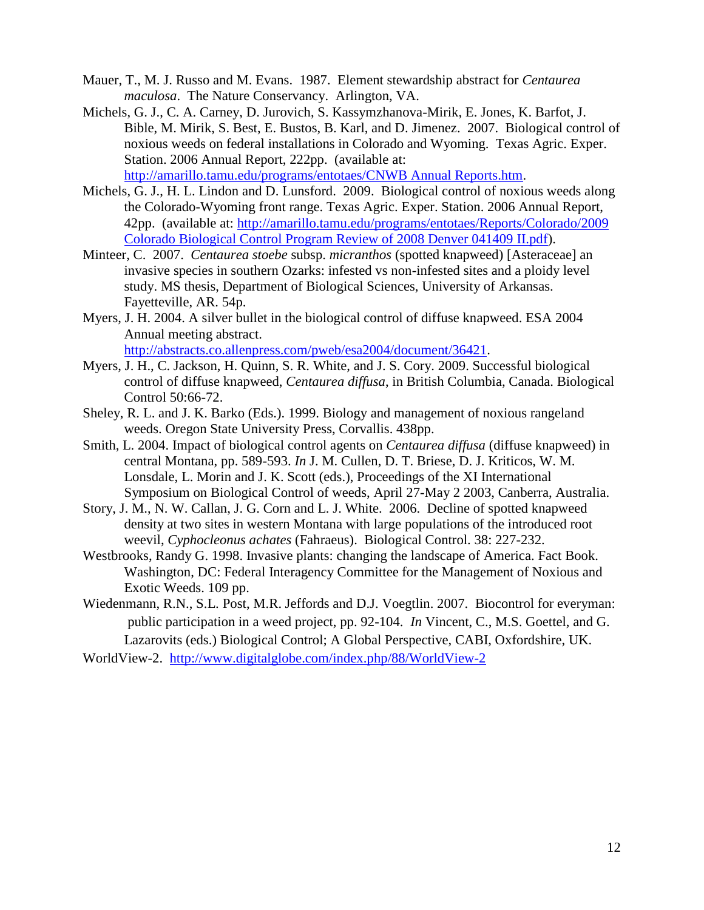Mauer, T., M. J. Russo and M. Evans. 1987. Element stewardship abstract for *Centaurea maculosa*. The Nature Conservancy. Arlington, VA.

Michels, G. J., C. A. Carney, D. Jurovich, S. Kassymzhanova-Mirik, E. Jones, K. Barfot, J. Bible, M. Mirik, S. Best, E. Bustos, B. Karl, and D. Jimenez. 2007. Biological control of noxious weeds on federal installations in Colorado and Wyoming. Texas Agric. Exper. Station. 2006 Annual Report, 222pp. (available at: http://amarillo.tamu.edu/programs/entotaes/CNWB Annual Reports.htm.

Michels, G. J., H. L. Lindon and D. Lunsford. 2009. Biological control of noxious weeds along the Colorado-Wyoming front range. Texas Agric. Exper. Station. 2006 Annual Report, 42pp. (available at: http://amarillo.tamu.edu/programs/entotaes/Reports/Colorado/2009 Colorado Biological Control Program Review of 2008 Denver 041409 II.pdf).

Minteer, C. 2007. *Centaurea stoebe* subsp. *micranthos* (spotted knapweed) [Asteraceae] an invasive species in southern Ozarks: infested vs non-infested sites and a ploidy level study. MS thesis, Department of Biological Sciences, University of Arkansas. Fayetteville, AR. 54p.

Myers, J. H. 2004. A silver bullet in the biological control of diffuse knapweed. ESA 2004 Annual meeting abstract. http://abstracts.co.allenpress.com/pweb/esa2004/document/36421.

Myers, J. H., C. Jackson, H. Quinn, S. R. White, and J. S. Cory. 2009. Successful biological control of diffuse knapweed, *Centaurea diffusa*, in British Columbia, Canada. Biological Control 50:66-72.

Sheley, R. L. and J. K. Barko (Eds.). 1999. Biology and management of noxious rangeland weeds. Oregon State University Press, Corvallis. 438pp.

Smith, L. 2004. Impact of biological control agents on *Centaurea diffusa* (diffuse knapweed) in central Montana, pp. 589-593. *In* J. M. Cullen, D. T. Briese, D. J. Kriticos, W. M. Lonsdale, L. Morin and J. K. Scott (eds.), Proceedings of the XI International Symposium on Biological Control of weeds, April 27-May 2 2003, Canberra, Australia.

Story, J. M., N. W. Callan, J. G. Corn and L. J. White. 2006. Decline of spotted knapweed density at two sites in western Montana with large populations of the introduced root weevil, *Cyphocleonus achates* (Fahraeus). Biological Control. 38: 227-232.

Westbrooks, Randy G. 1998. Invasive plants: changing the landscape of America. Fact Book. Washington, DC: Federal Interagency Committee for the Management of Noxious and Exotic Weeds. 109 pp.

Wiedenmann, R.N., S.L. Post, M.R. Jeffords and D.J. Voegtlin. 2007. Biocontrol for everyman: public participation in a weed project, pp. 92-104. *In* Vincent, C., M.S. Goettel, and G. Lazarovits (eds.) Biological Control; A Global Perspective, CABI, Oxfordshire, UK.

WorldView-2. http://www.digitalglobe.com/index.php/88/WorldView-2